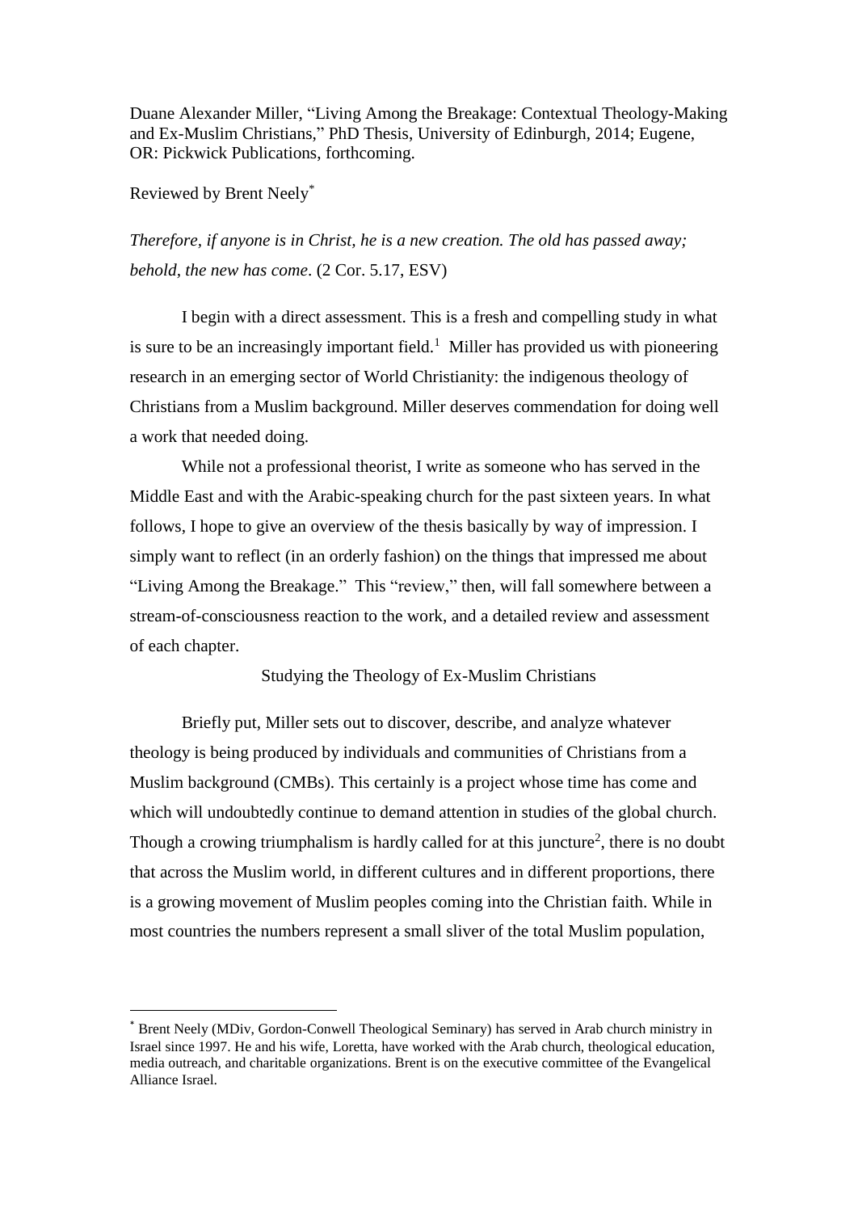Duane Alexander Miller, "Living Among the Breakage: Contextual Theology-Making and Ex-Muslim Christians," PhD Thesis, University of Edinburgh, 2014; Eugene, OR: Pickwick Publications, forthcoming.

Reviewed by Brent Neely[*]

*Therefore, if anyone is in Christ, he is a new creation. The old has passed away; behold, the new has come*. (2 Cor. 5.17, ESV)

I begin with a direct assessment. This is a fresh and compelling study in what is sure to be an increasingly important field.[1] Miller has provided us with pioneering research in an emerging sector of World Christianity: the indigenous theology of Christians from a Muslim background. Miller deserves commendation for doing well a work that needed doing.

While not a professional theorist, I write as someone who has served in the Middle East and with the Arabic-speaking church for the past sixteen years. In what follows, I hope to give an overview of the thesis basically by way of impression. I simply want to reflect (in an orderly fashion) on the things that impressed me about "Living Among the Breakage." This "review," then, will fall somewhere between a stream-of-consciousness reaction to the work, and a detailed review and assessment of each chapter.

## Studying the Theology of Ex-Muslim Christians

Briefly put, Miller sets out to discover, describe, and analyze whatever theology is being produced by individuals and communities of Christians from a Muslim background (CMBs). This certainly is a project whose time has come and which will undoubtedly continue to demand attention in studies of the global church. Though a crowing triumphalism is hardly called for at this juncture[2], there is no doubt that across the Muslim world, in different cultures and in different proportions, there is a growing movement of Muslim peoples coming into the Christian faith. While in most countries the numbers represent a small sliver of the total Muslim population,

---

[*] Brent Neely (MDiv, Gordon-Conwell Theological Seminary) has served in Arab church ministry in Israel since 1997. He and his wife, Loretta, have worked with the Arab church, theological education, media outreach, and charitable organizations. Brent is on the executive committee of the Evangelical Alliance Israel.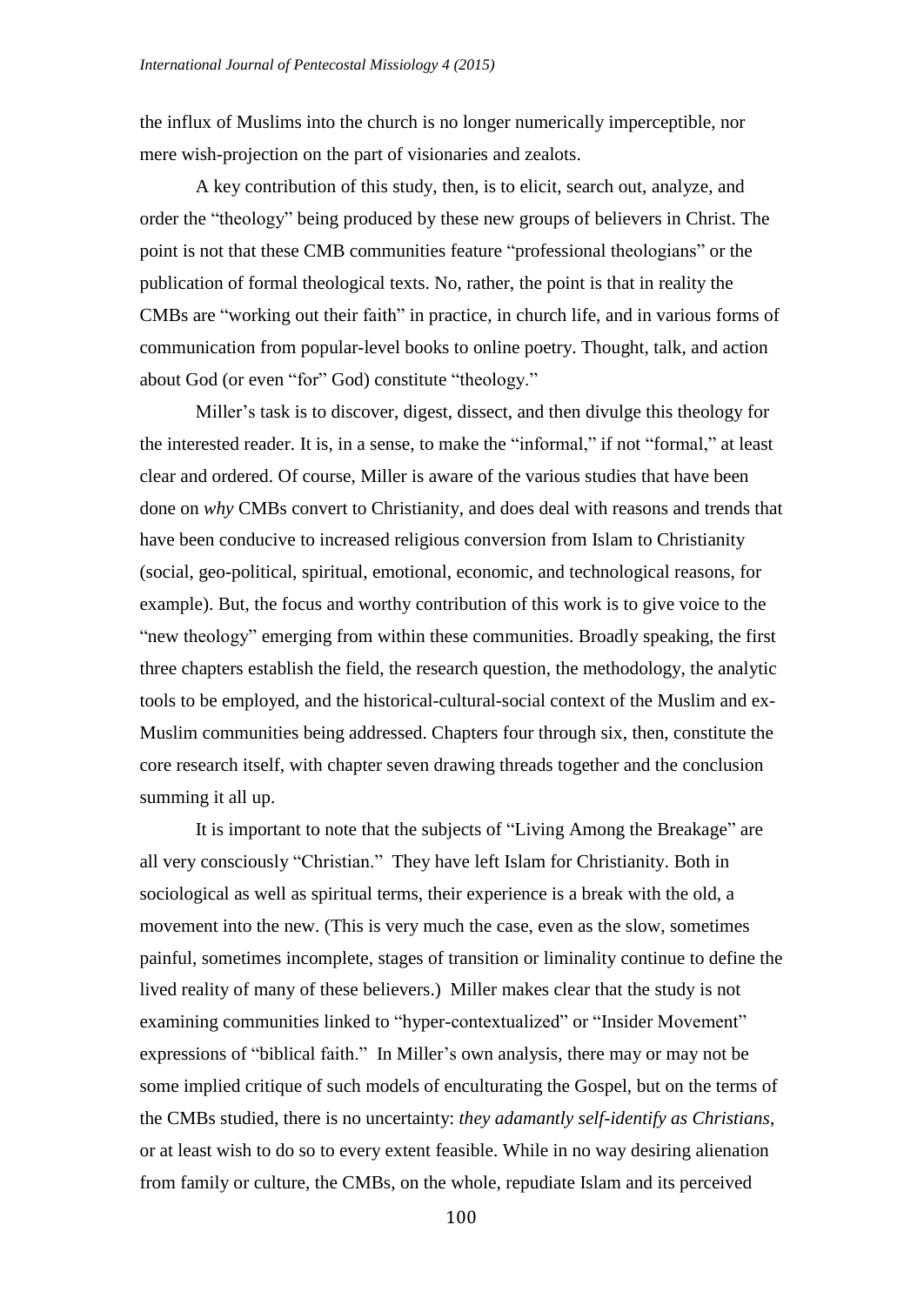the influx of Muslims into the church is no longer numerically imperceptible, nor mere wish-projection on the part of visionaries and zealots.

A key contribution of this study, then, is to elicit, search out, analyze, and order the "theology" being produced by these new groups of believers in Christ. The point is not that these CMB communities feature "professional theologians" or the publication of formal theological texts. No, rather, the point is that in reality the CMBs are "working out their faith" in practice, in church life, and in various forms of communication from popular-level books to online poetry. Thought, talk, and action about God (or even "for" God) constitute "theology."

Miller's task is to discover, digest, dissect, and then divulge this theology for the interested reader. It is, in a sense, to make the "informal," if not "formal," at least clear and ordered. Of course, Miller is aware of the various studies that have been done on *why* CMBs convert to Christianity, and does deal with reasons and trends that have been conducive to increased religious conversion from Islam to Christianity (social, geo-political, spiritual, emotional, economic, and technological reasons, for example). But, the focus and worthy contribution of this work is to give voice to the "new theology" emerging from within these communities. Broadly speaking, the first three chapters establish the field, the research question, the methodology, the analytic tools to be employed, and the historical-cultural-social context of the Muslim and ex-Muslim communities being addressed. Chapters four through six, then, constitute the core research itself, with chapter seven drawing threads together and the conclusion summing it all up.

It is important to note that the subjects of "Living Among the Breakage" are all very consciously "Christian." They have left Islam for Christianity. Both in sociological as well as spiritual terms, their experience is a break with the old, a movement into the new. (This is very much the case, even as the slow, sometimes painful, sometimes incomplete, stages of transition or liminality continue to define the lived reality of many of these believers.) Miller makes clear that the study is not examining communities linked to "hyper-contextualized" or "Insider Movement" expressions of "biblical faith." In Miller's own analysis, there may or may not be some implied critique of such models of enculturating the Gospel, but on the terms of the CMBs studied, there is no uncertainty: *they adamantly self-identify as Christians*, or at least wish to do so to every extent feasible. While in no way desiring alienation from family or culture, the CMBs, on the whole, repudiate Islam and its perceived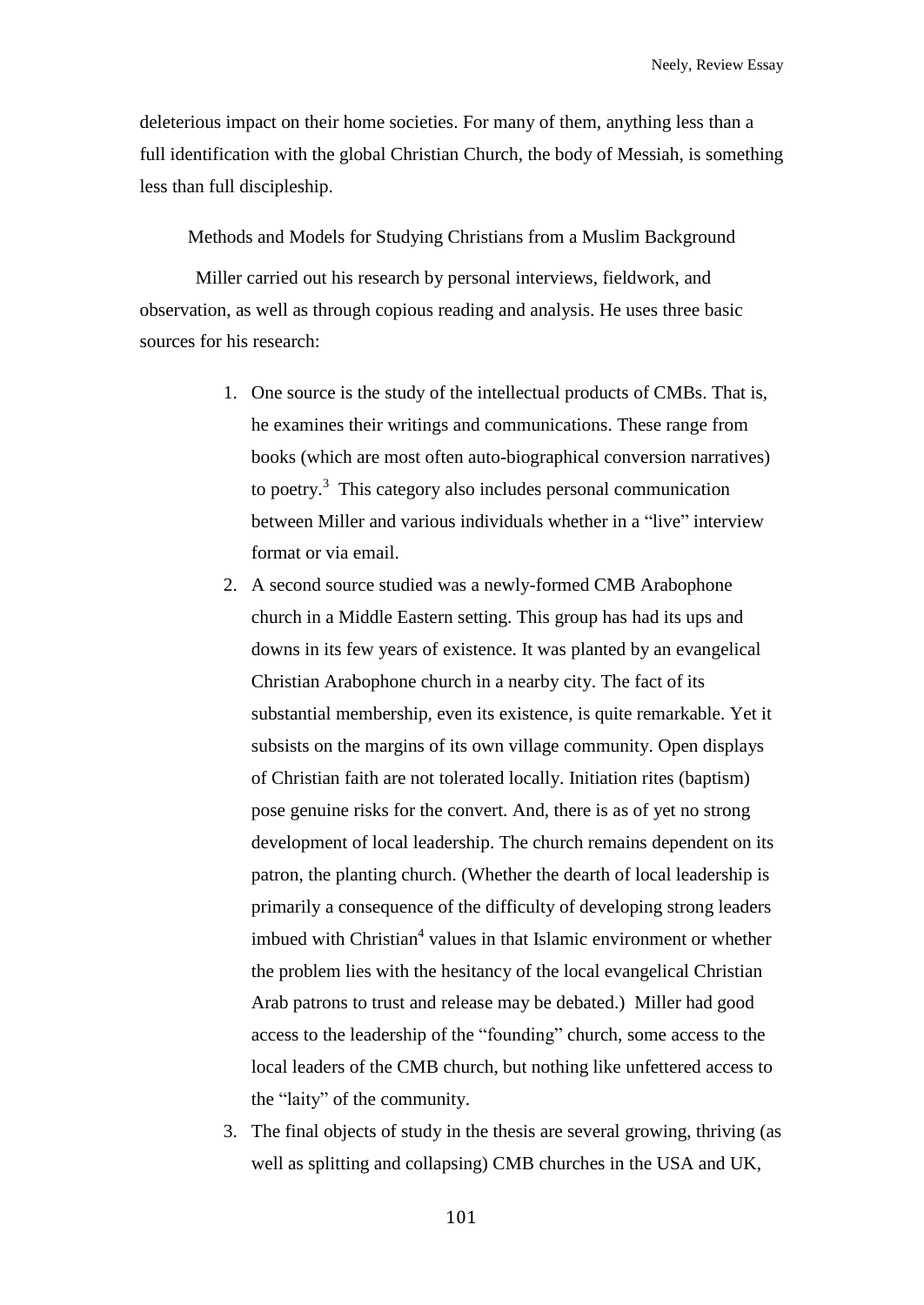deleterious impact on their home societies. For many of them, anything less than a full identification with the global Christian Church, the body of Messiah, is something less than full discipleship.

## Methods and Models for Studying Christians from a Muslim Background

Miller carried out his research by personal interviews, fieldwork, and observation, as well as through copious reading and analysis. He uses three basic sources for his research:

1. One source is the study of the intellectual products of CMBs. That is, he examines their writings and communications. These range from books (which are most often auto-biographical conversion narratives) to poetry.[3] This category also includes personal communication between Miller and various individuals whether in a "live" interview format or via email.
2. A second source studied was a newly-formed CMB Arabophone church in a Middle Eastern setting. This group has had its ups and downs in its few years of existence. It was planted by an evangelical Christian Arabophone church in a nearby city. The fact of its substantial membership, even its existence, is quite remarkable. Yet it subsists on the margins of its own village community. Open displays of Christian faith are not tolerated locally. Initiation rites (baptism) pose genuine risks for the convert. And, there is as of yet no strong development of local leadership. The church remains dependent on its patron, the planting church. (Whether the dearth of local leadership is primarily a consequence of the difficulty of developing strong leaders imbued with Christian[4] values in that Islamic environment or whether the problem lies with the hesitancy of the local evangelical Christian Arab patrons to trust and release may be debated.) Miller had good access to the leadership of the "founding" church, some access to the local leaders of the CMB church, but nothing like unfettered access to the "laity" of the community.
3. The final objects of study in the thesis are several growing, thriving (as well as splitting and collapsing) CMB churches in the USA and UK,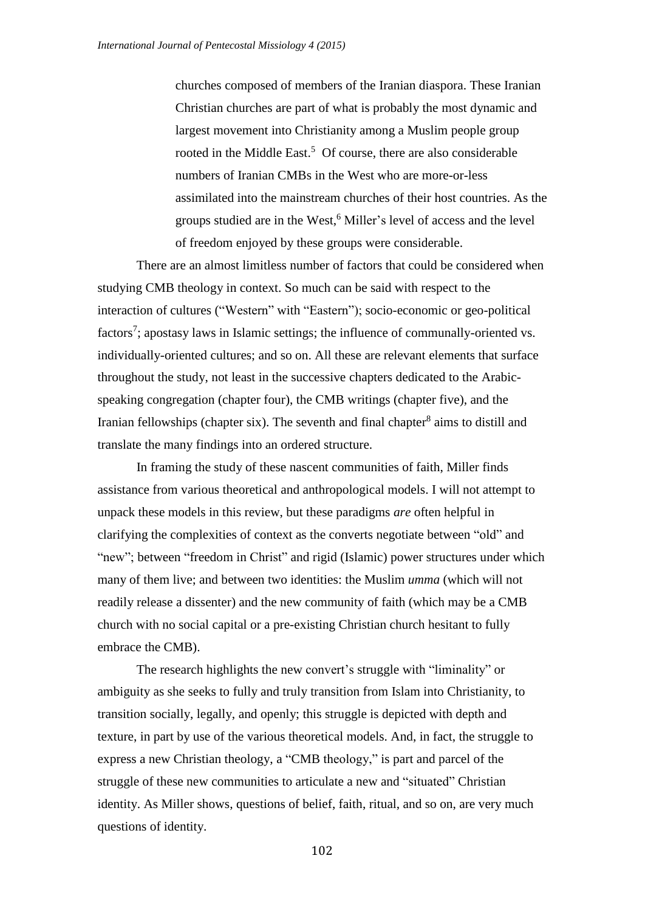churches composed of members of the Iranian diaspora. These Iranian Christian churches are part of what is probably the most dynamic and largest movement into Christianity among a Muslim people group rooted in the Middle East.[5] Of course, there are also considerable numbers of Iranian CMBs in the West who are more-or-less assimilated into the mainstream churches of their host countries. As the groups studied are in the West,[6] Miller's level of access and the level of freedom enjoyed by these groups were considerable.

There are an almost limitless number of factors that could be considered when studying CMB theology in context. So much can be said with respect to the interaction of cultures ("Western" with "Eastern"); socio-economic or geo-political factors[7]; apostasy laws in Islamic settings; the influence of communally-oriented vs. individually-oriented cultures; and so on. All these are relevant elements that surface throughout the study, not least in the successive chapters dedicated to the Arabic-speaking congregation (chapter four), the CMB writings (chapter five), and the Iranian fellowships (chapter six). The seventh and final chapter[8] aims to distill and translate the many findings into an ordered structure.

In framing the study of these nascent communities of faith, Miller finds assistance from various theoretical and anthropological models. I will not attempt to unpack these models in this review, but these paradigms *are* often helpful in clarifying the complexities of context as the converts negotiate between "old" and "new"; between "freedom in Christ" and rigid (Islamic) power structures under which many of them live; and between two identities: the Muslim *umma* (which will not readily release a dissenter) and the new community of faith (which may be a CMB church with no social capital or a pre-existing Christian church hesitant to fully embrace the CMB).

The research highlights the new convert's struggle with "liminality" or ambiguity as she seeks to fully and truly transition from Islam into Christianity, to transition socially, legally, and openly; this struggle is depicted with depth and texture, in part by use of the various theoretical models. And, in fact, the struggle to express a new Christian theology, a "CMB theology," is part and parcel of the struggle of these new communities to articulate a new and "situated" Christian identity. As Miller shows, questions of belief, faith, ritual, and so on, are very much questions of identity.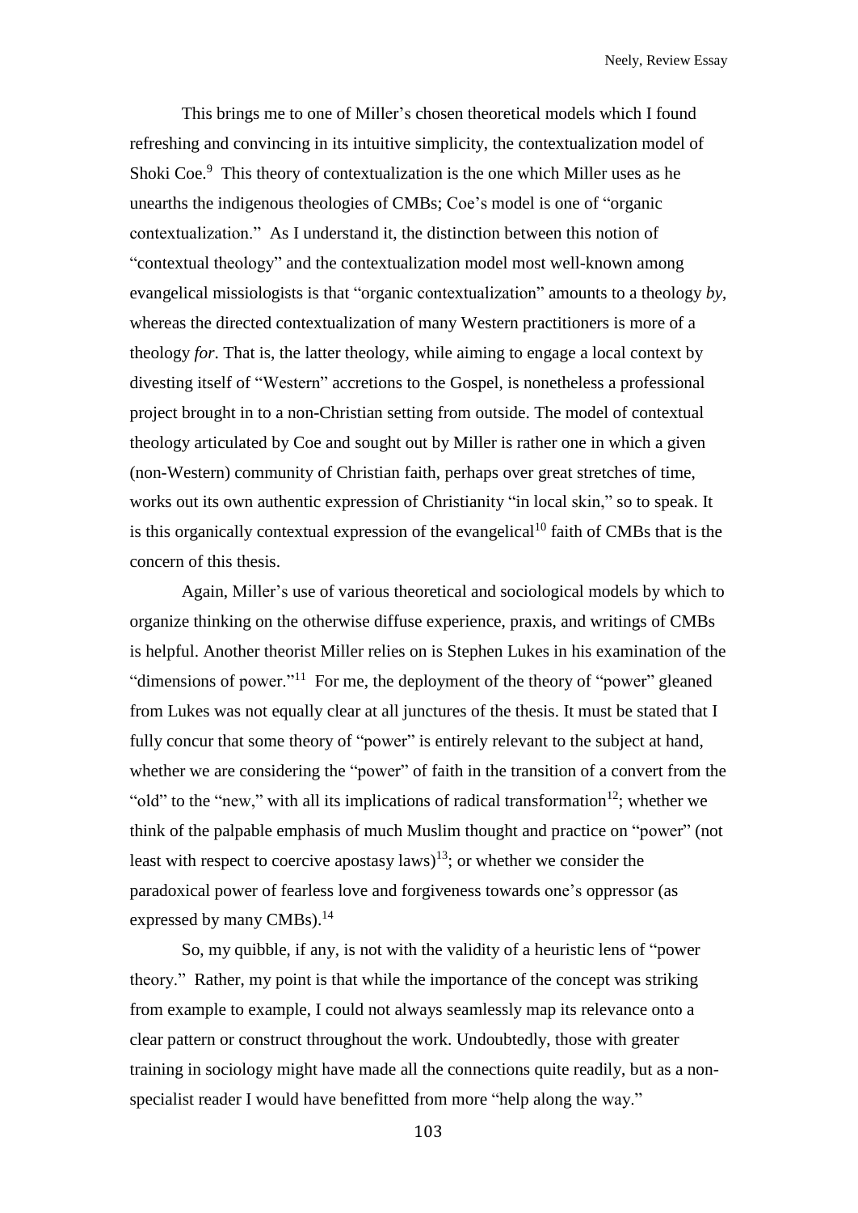This brings me to one of Miller's chosen theoretical models which I found refreshing and convincing in its intuitive simplicity, the contextualization model of Shoki Coe.[9] This theory of contextualization is the one which Miller uses as he unearths the indigenous theologies of CMBs; Coe's model is one of "organic contextualization." As I understand it, the distinction between this notion of "contextual theology" and the contextualization model most well-known among evangelical missiologists is that "organic contextualization" amounts to a theology *by*, whereas the directed contextualization of many Western practitioners is more of a theology *for*. That is, the latter theology, while aiming to engage a local context by divesting itself of "Western" accretions to the Gospel, is nonetheless a professional project brought in to a non-Christian setting from outside. The model of contextual theology articulated by Coe and sought out by Miller is rather one in which a given (non-Western) community of Christian faith, perhaps over great stretches of time, works out its own authentic expression of Christianity "in local skin," so to speak. It is this organically contextual expression of the evangelical[10] faith of CMBs that is the concern of this thesis.

Again, Miller's use of various theoretical and sociological models by which to organize thinking on the otherwise diffuse experience, praxis, and writings of CMBs is helpful. Another theorist Miller relies on is Stephen Lukes in his examination of the "dimensions of power."[11] For me, the deployment of the theory of "power" gleaned from Lukes was not equally clear at all junctures of the thesis. It must be stated that I fully concur that some theory of "power" is entirely relevant to the subject at hand, whether we are considering the "power" of faith in the transition of a convert from the "old" to the "new," with all its implications of radical transformation[12]; whether we think of the palpable emphasis of much Muslim thought and practice on "power" (not least with respect to coercive apostasy laws)[13]; or whether we consider the paradoxical power of fearless love and forgiveness towards one's oppressor (as expressed by many CMBs).[14]

So, my quibble, if any, is not with the validity of a heuristic lens of "power theory." Rather, my point is that while the importance of the concept was striking from example to example, I could not always seamlessly map its relevance onto a clear pattern or construct throughout the work. Undoubtedly, those with greater training in sociology might have made all the connections quite readily, but as a non-specialist reader I would have benefitted from more "help along the way."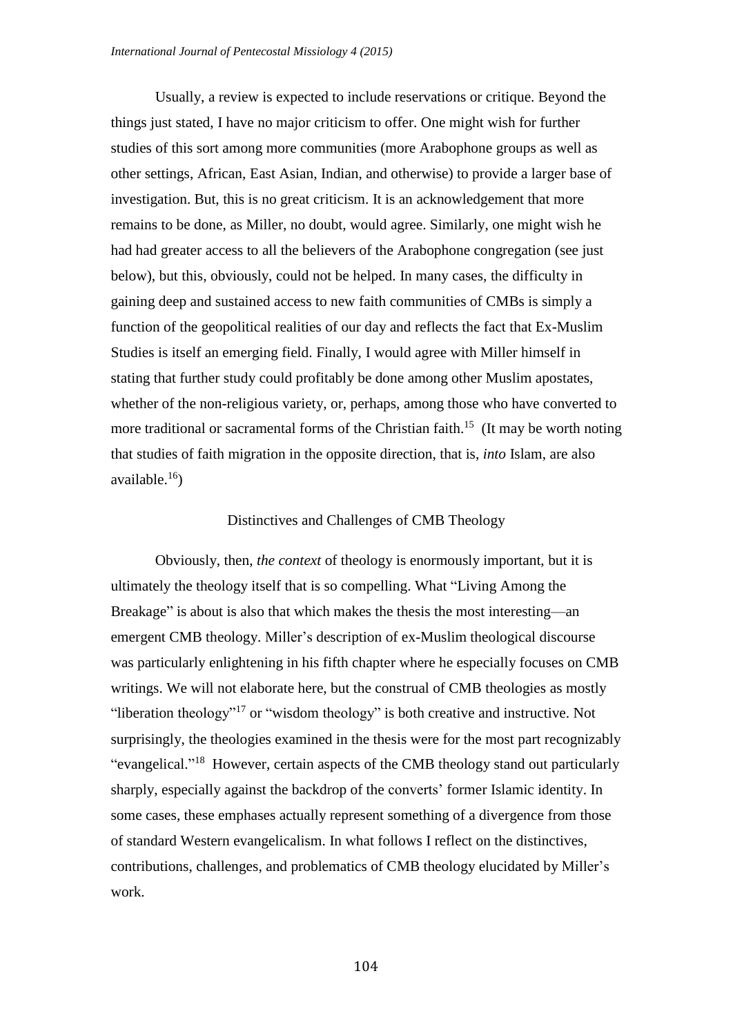Usually, a review is expected to include reservations or critique. Beyond the things just stated, I have no major criticism to offer. One might wish for further studies of this sort among more communities (more Arabophone groups as well as other settings, African, East Asian, Indian, and otherwise) to provide a larger base of investigation. But, this is no great criticism. It is an acknowledgement that more remains to be done, as Miller, no doubt, would agree. Similarly, one might wish he had had greater access to all the believers of the Arabophone congregation (see just below), but this, obviously, could not be helped. In many cases, the difficulty in gaining deep and sustained access to new faith communities of CMBs is simply a function of the geopolitical realities of our day and reflects the fact that Ex-Muslim Studies is itself an emerging field. Finally, I would agree with Miller himself in stating that further study could profitably be done among other Muslim apostates, whether of the non-religious variety, or, perhaps, among those who have converted to more traditional or sacramental forms of the Christian faith.[15] (It may be worth noting that studies of faith migration in the opposite direction, that is, *into* Islam, are also available.[16])

## Distinctives and Challenges of CMB Theology

Obviously, then, *the context* of theology is enormously important, but it is ultimately the theology itself that is so compelling. What "Living Among the Breakage" is about is also that which makes the thesis the most interesting—an emergent CMB theology. Miller's description of ex-Muslim theological discourse was particularly enlightening in his fifth chapter where he especially focuses on CMB writings. We will not elaborate here, but the construal of CMB theologies as mostly "liberation theology"[17] or "wisdom theology" is both creative and instructive. Not surprisingly, the theologies examined in the thesis were for the most part recognizably "evangelical."[18] However, certain aspects of the CMB theology stand out particularly sharply, especially against the backdrop of the converts' former Islamic identity. In some cases, these emphases actually represent something of a divergence from those of standard Western evangelicalism. In what follows I reflect on the distinctives, contributions, challenges, and problematics of CMB theology elucidated by Miller's work.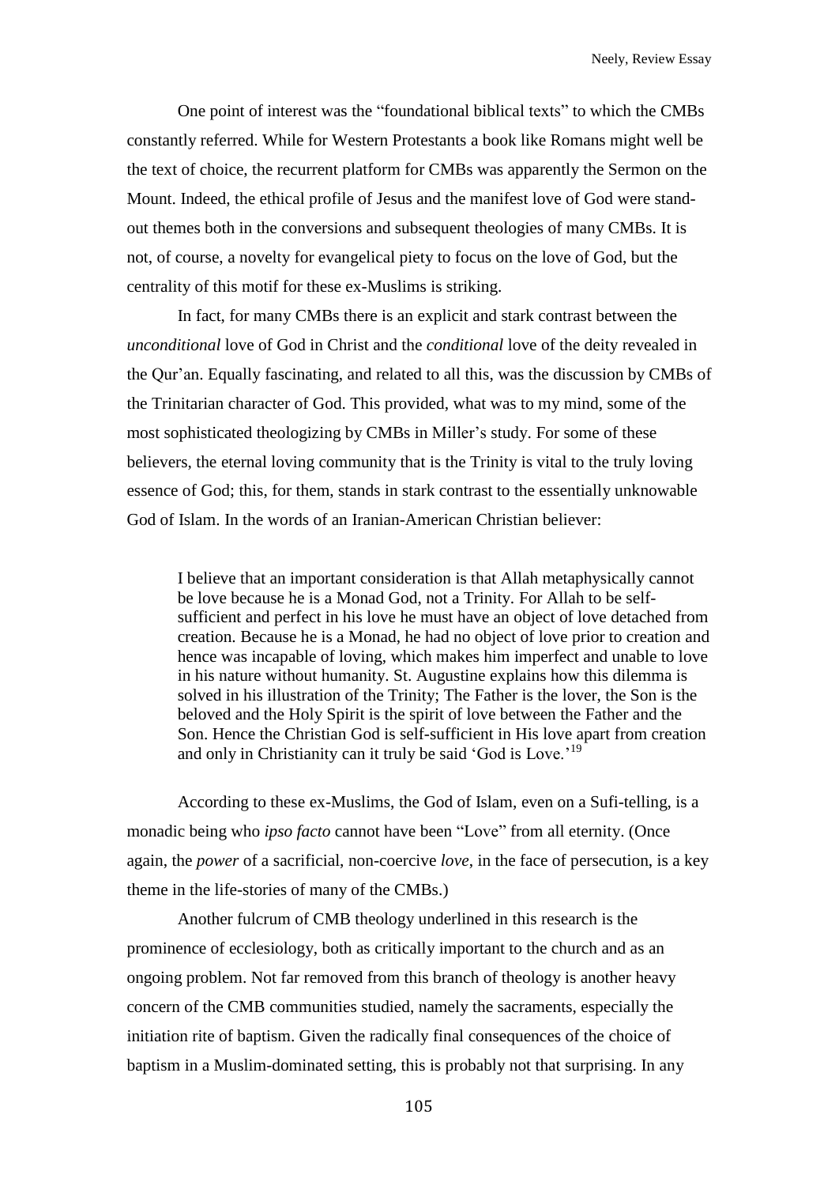One point of interest was the "foundational biblical texts" to which the CMBs constantly referred. While for Western Protestants a book like Romans might well be the text of choice, the recurrent platform for CMBs was apparently the Sermon on the Mount. Indeed, the ethical profile of Jesus and the manifest love of God were stand-out themes both in the conversions and subsequent theologies of many CMBs. It is not, of course, a novelty for evangelical piety to focus on the love of God, but the centrality of this motif for these ex-Muslims is striking.

In fact, for many CMBs there is an explicit and stark contrast between the *unconditional* love of God in Christ and the *conditional* love of the deity revealed in the Qur'an. Equally fascinating, and related to all this, was the discussion by CMBs of the Trinitarian character of God. This provided, what was to my mind, some of the most sophisticated theologizing by CMBs in Miller's study. For some of these believers, the eternal loving community that is the Trinity is vital to the truly loving essence of God; this, for them, stands in stark contrast to the essentially unknowable God of Islam. In the words of an Iranian-American Christian believer:

> I believe that an important consideration is that Allah metaphysically cannot be love because he is a Monad God, not a Trinity. For Allah to be self-sufficient and perfect in his love he must have an object of love detached from creation. Because he is a Monad, he had no object of love prior to creation and hence was incapable of loving, which makes him imperfect and unable to love in his nature without humanity. St. Augustine explains how this dilemma is solved in his illustration of the Trinity; The Father is the lover, the Son is the beloved and the Holy Spirit is the spirit of love between the Father and the Son. Hence the Christian God is self-sufficient in His love apart from creation and only in Christianity can it truly be said 'God is Love.'[19]

According to these ex-Muslims, the God of Islam, even on a Sufi-telling, is a monadic being who *ipso facto* cannot have been "Love" from all eternity. (Once again, the *power* of a sacrificial, non-coercive *love*, in the face of persecution, is a key theme in the life-stories of many of the CMBs.)

Another fulcrum of CMB theology underlined in this research is the prominence of ecclesiology, both as critically important to the church and as an ongoing problem. Not far removed from this branch of theology is another heavy concern of the CMB communities studied, namely the sacraments, especially the initiation rite of baptism. Given the radically final consequences of the choice of baptism in a Muslim-dominated setting, this is probably not that surprising. In any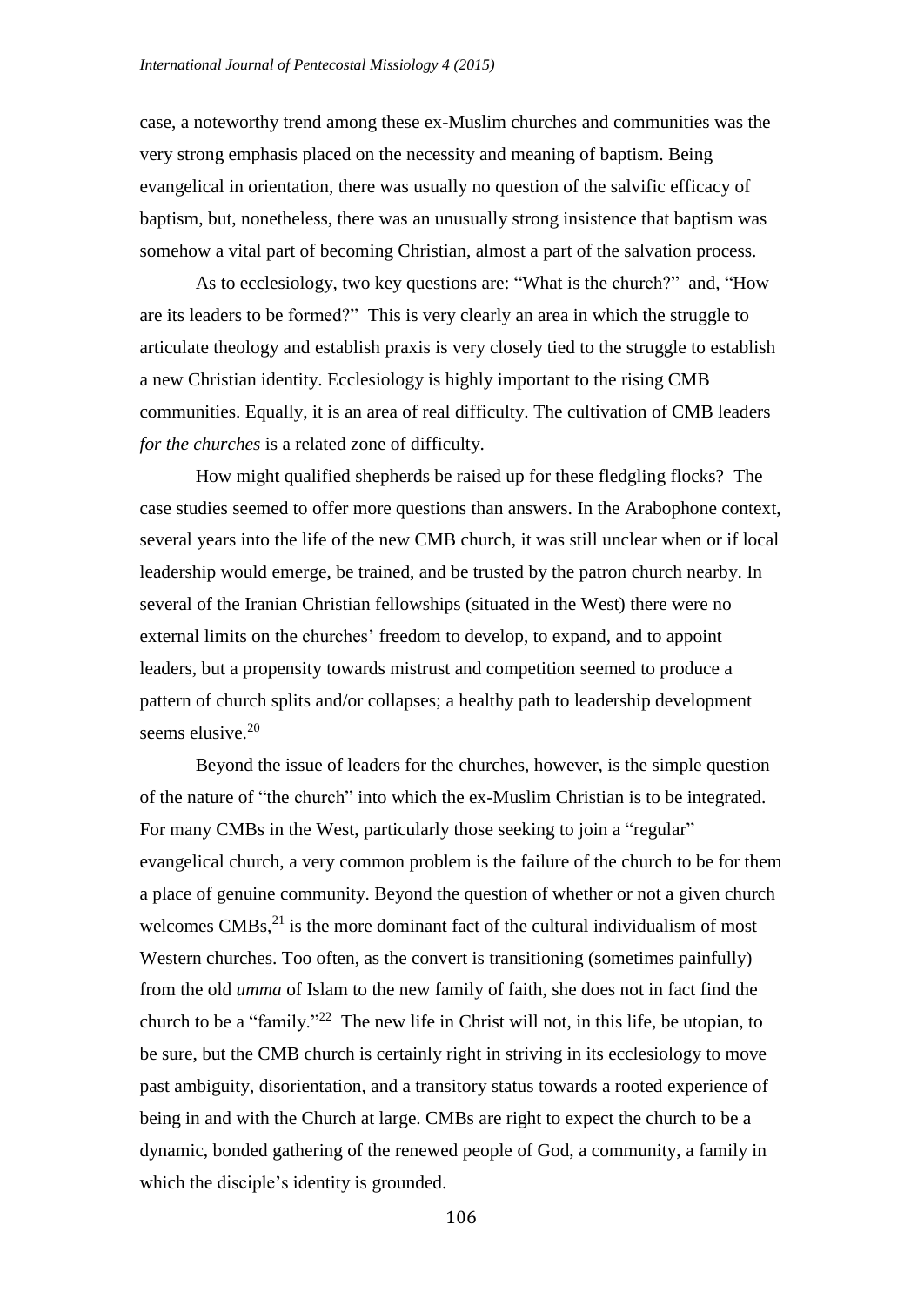case, a noteworthy trend among these ex-Muslim churches and communities was the very strong emphasis placed on the necessity and meaning of baptism. Being evangelical in orientation, there was usually no question of the salvific efficacy of baptism, but, nonetheless, there was an unusually strong insistence that baptism was somehow a vital part of becoming Christian, almost a part of the salvation process.

As to ecclesiology, two key questions are: "What is the church?" and, "How are its leaders to be formed?" This is very clearly an area in which the struggle to articulate theology and establish praxis is very closely tied to the struggle to establish a new Christian identity. Ecclesiology is highly important to the rising CMB communities. Equally, it is an area of real difficulty. The cultivation of CMB leaders *for the churches* is a related zone of difficulty.

How might qualified shepherds be raised up for these fledgling flocks? The case studies seemed to offer more questions than answers. In the Arabophone context, several years into the life of the new CMB church, it was still unclear when or if local leadership would emerge, be trained, and be trusted by the patron church nearby. In several of the Iranian Christian fellowships (situated in the West) there were no external limits on the churches' freedom to develop, to expand, and to appoint leaders, but a propensity towards mistrust and competition seemed to produce a pattern of church splits and/or collapses; a healthy path to leadership development seems elusive.[20]

Beyond the issue of leaders for the churches, however, is the simple question of the nature of "the church" into which the ex-Muslim Christian is to be integrated. For many CMBs in the West, particularly those seeking to join a "regular" evangelical church, a very common problem is the failure of the church to be for them a place of genuine community. Beyond the question of whether or not a given church welcomes CMBs,[21] is the more dominant fact of the cultural individualism of most Western churches. Too often, as the convert is transitioning (sometimes painfully) from the old *umma* of Islam to the new family of faith, she does not in fact find the church to be a "family."[22] The new life in Christ will not, in this life, be utopian, to be sure, but the CMB church is certainly right in striving in its ecclesiology to move past ambiguity, disorientation, and a transitory status towards a rooted experience of being in and with the Church at large. CMBs are right to expect the church to be a dynamic, bonded gathering of the renewed people of God, a community, a family in which the disciple's identity is grounded.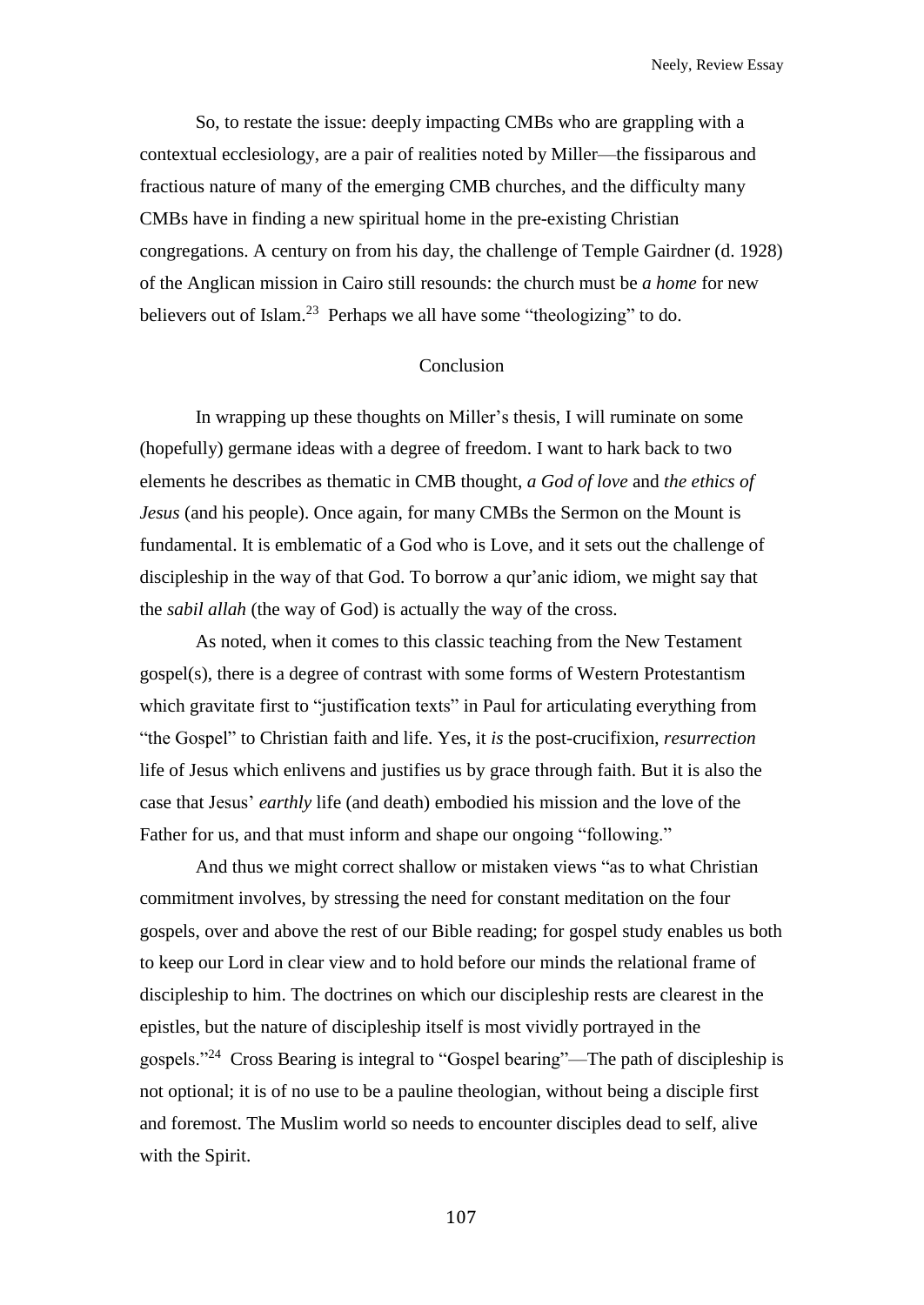So, to restate the issue: deeply impacting CMBs who are grappling with a contextual ecclesiology, are a pair of realities noted by Miller—the fissiparous and fractious nature of many of the emerging CMB churches, and the difficulty many CMBs have in finding a new spiritual home in the pre-existing Christian congregations. A century on from his day, the challenge of Temple Gairdner (d. 1928) of the Anglican mission in Cairo still resounds: the church must be *a home* for new believers out of Islam.[23] Perhaps we all have some "theologizing" to do.

## Conclusion

In wrapping up these thoughts on Miller's thesis, I will ruminate on some (hopefully) germane ideas with a degree of freedom. I want to hark back to two elements he describes as thematic in CMB thought, *a God of love* and *the ethics of Jesus* (and his people). Once again, for many CMBs the Sermon on the Mount is fundamental. It is emblematic of a God who is Love, and it sets out the challenge of discipleship in the way of that God. To borrow a qur'anic idiom, we might say that the *sabil allah* (the way of God) is actually the way of the cross.

As noted, when it comes to this classic teaching from the New Testament gospel(s), there is a degree of contrast with some forms of Western Protestantism which gravitate first to "justification texts" in Paul for articulating everything from "the Gospel" to Christian faith and life. Yes, it *is* the post-crucifixion, *resurrection* life of Jesus which enlivens and justifies us by grace through faith. But it is also the case that Jesus' *earthly* life (and death) embodied his mission and the love of the Father for us, and that must inform and shape our ongoing "following."

And thus we might correct shallow or mistaken views "as to what Christian commitment involves, by stressing the need for constant meditation on the four gospels, over and above the rest of our Bible reading; for gospel study enables us both to keep our Lord in clear view and to hold before our minds the relational frame of discipleship to him. The doctrines on which our discipleship rests are clearest in the epistles, but the nature of discipleship itself is most vividly portrayed in the gospels."[24] Cross Bearing is integral to "Gospel bearing"—The path of discipleship is not optional; it is of no use to be a pauline theologian, without being a disciple first and foremost. The Muslim world so needs to encounter disciples dead to self, alive with the Spirit.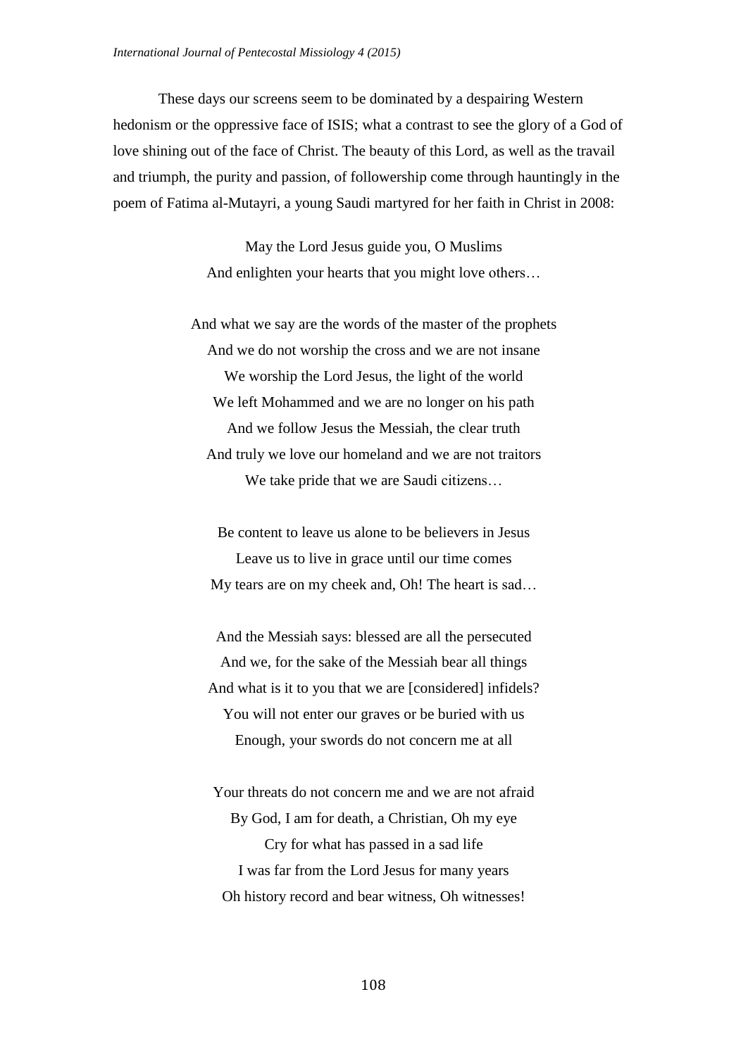These days our screens seem to be dominated by a despairing Western hedonism or the oppressive face of ISIS; what a contrast to see the glory of a God of love shining out of the face of Christ. The beauty of this Lord, as well as the travail and triumph, the purity and passion, of followership come through hauntingly in the poem of Fatima al-Mutayri, a young Saudi martyred for her faith in Christ in 2008:

> May the Lord Jesus guide you, O Muslims
> And enlighten your hearts that you might love others…
>
> And what we say are the words of the master of the prophets
> And we do not worship the cross and we are not insane
> We worship the Lord Jesus, the light of the world
> We left Mohammed and we are no longer on his path
> And we follow Jesus the Messiah, the clear truth
> And truly we love our homeland and we are not traitors
> We take pride that we are Saudi citizens…
>
> Be content to leave us alone to be believers in Jesus
> Leave us to live in grace until our time comes
> My tears are on my cheek and, Oh! The heart is sad…
>
> And the Messiah says: blessed are all the persecuted
> And we, for the sake of the Messiah bear all things
> And what is it to you that we are [considered] infidels?
> You will not enter our graves or be buried with us
> Enough, your swords do not concern me at all
>
> Your threats do not concern me and we are not afraid
> By God, I am for death, a Christian, Oh my eye
> Cry for what has passed in a sad life
> I was far from the Lord Jesus for many years
> Oh history record and bear witness, Oh witnesses!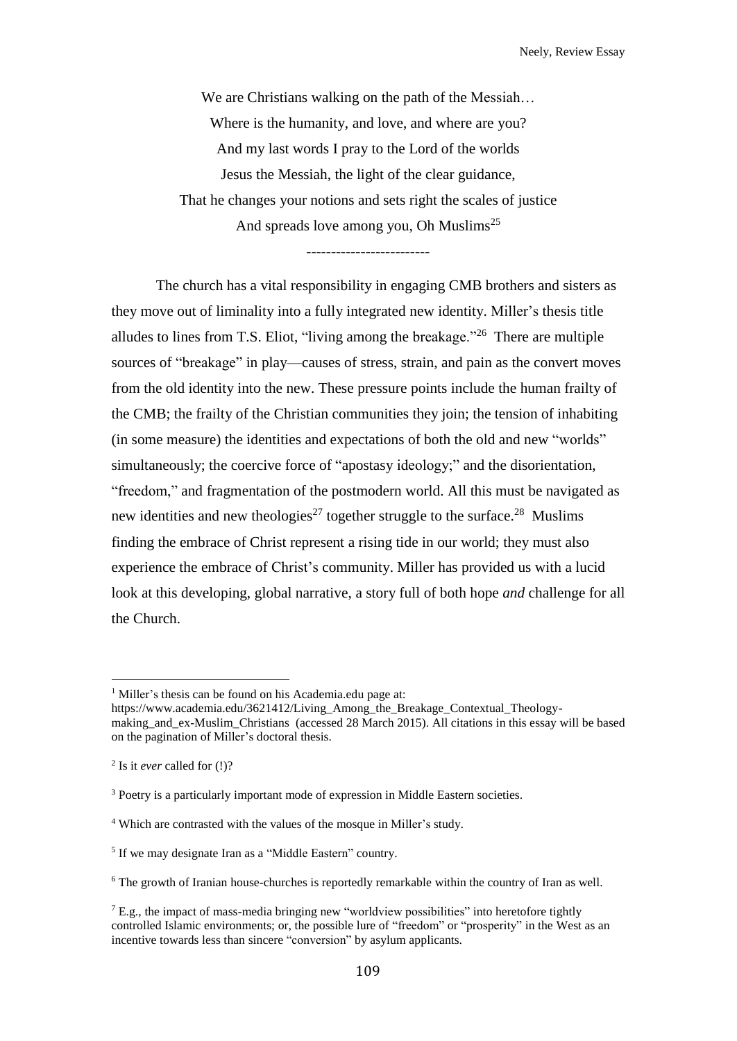We are Christians walking on the path of the Messiah…
Where is the humanity, and love, and where are you?
And my last words I pray to the Lord of the worlds
Jesus the Messiah, the light of the clear guidance,
That he changes your notions and sets right the scales of justice
And spreads love among you, Oh Muslims[25]

-------------------------

The church has a vital responsibility in engaging CMB brothers and sisters as they move out of liminality into a fully integrated new identity. Miller's thesis title alludes to lines from T.S. Eliot, "living among the breakage."[26] There are multiple sources of "breakage" in play—causes of stress, strain, and pain as the convert moves from the old identity into the new. These pressure points include the human frailty of the CMB; the frailty of the Christian communities they join; the tension of inhabiting (in some measure) the identities and expectations of both the old and new "worlds" simultaneously; the coercive force of "apostasy ideology;" and the disorientation, "freedom," and fragmentation of the postmodern world. All this must be navigated as new identities and new theologies[27] together struggle to the surface.[28] Muslims finding the embrace of Christ represent a rising tide in our world; they must also experience the embrace of Christ's community. Miller has provided us with a lucid look at this developing, global narrative, a story full of both hope *and* challenge for all the Church.

---

[1] Miller's thesis can be found on his Academia.edu page at: https://www.academia.edu/3621412/Living_Among_the_Breakage_Contextual_Theology-making_and_ex-Muslim_Christians (accessed 28 March 2015). All citations in this essay will be based on the pagination of Miller's doctoral thesis.

[2] Is it *ever* called for (!)?

[3] Poetry is a particularly important mode of expression in Middle Eastern societies.

[4] Which are contrasted with the values of the mosque in Miller's study.

[5] If we may designate Iran as a "Middle Eastern" country.

[6] The growth of Iranian house-churches is reportedly remarkable within the country of Iran as well.

[7] E.g., the impact of mass-media bringing new "worldview possibilities" into heretofore tightly controlled Islamic environments; or, the possible lure of "freedom" or "prosperity" in the West as an incentive towards less than sincere "conversion" by asylum applicants.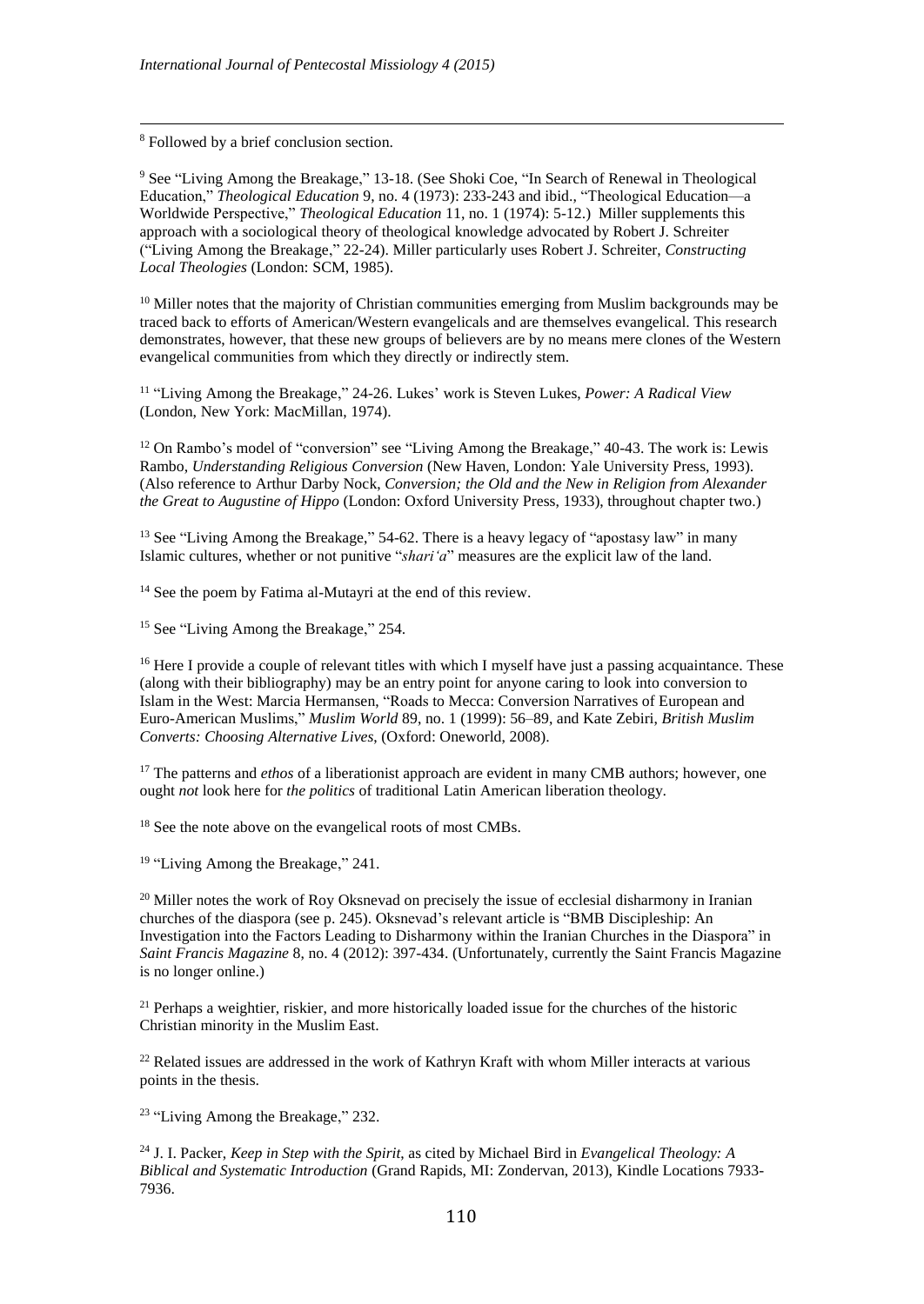[8] Followed by a brief conclusion section.

[9] See "Living Among the Breakage," 13-18. (See Shoki Coe, "In Search of Renewal in Theological Education," *Theological Education* 9, no. 4 (1973): 233-243 and ibid., "Theological Education—a Worldwide Perspective," *Theological Education* 11, no. 1 (1974): 5-12.) Miller supplements this approach with a sociological theory of theological knowledge advocated by Robert J. Schreiter ("Living Among the Breakage," 22-24). Miller particularly uses Robert J. Schreiter, *Constructing Local Theologies* (London: SCM, 1985).

[10] Miller notes that the majority of Christian communities emerging from Muslim backgrounds may be traced back to efforts of American/Western evangelicals and are themselves evangelical. This research demonstrates, however, that these new groups of believers are by no means mere clones of the Western evangelical communities from which they directly or indirectly stem.

[11] "Living Among the Breakage," 24-26. Lukes' work is Steven Lukes, *Power: A Radical View* (London, New York: MacMillan, 1974).

[12] On Rambo's model of "conversion" see "Living Among the Breakage," 40-43. The work is: Lewis Rambo, *Understanding Religious Conversion* (New Haven, London: Yale University Press, 1993). (Also reference to Arthur Darby Nock, *Conversion; the Old and the New in Religion from Alexander the Great to Augustine of Hippo* (London: Oxford University Press, 1933), throughout chapter two.)

[13] See "Living Among the Breakage," 54-62. There is a heavy legacy of "apostasy law" in many Islamic cultures, whether or not punitive "*shari'a*" measures are the explicit law of the land.

[14] See the poem by Fatima al-Mutayri at the end of this review.

[15] See "Living Among the Breakage," 254.

[16] Here I provide a couple of relevant titles with which I myself have just a passing acquaintance. These (along with their bibliography) may be an entry point for anyone caring to look into conversion to Islam in the West: Marcia Hermansen, "Roads to Mecca: Conversion Narratives of European and Euro-American Muslims," *Muslim World* 89, no. 1 (1999): 56–89, and Kate Zebiri, *British Muslim Converts: Choosing Alternative Lives*, (Oxford: Oneworld, 2008).

[17] The patterns and *ethos* of a liberationist approach are evident in many CMB authors; however, one ought *not* look here for *the politics* of traditional Latin American liberation theology.

[18] See the note above on the evangelical roots of most CMBs.

[19] "Living Among the Breakage," 241.

[20] Miller notes the work of Roy Oksnevad on precisely the issue of ecclesial disharmony in Iranian churches of the diaspora (see p. 245). Oksnevad's relevant article is "BMB Discipleship: An Investigation into the Factors Leading to Disharmony within the Iranian Churches in the Diaspora" in *Saint Francis Magazine* 8, no. 4 (2012): 397-434. (Unfortunately, currently the Saint Francis Magazine is no longer online.)

[21] Perhaps a weightier, riskier, and more historically loaded issue for the churches of the historic Christian minority in the Muslim East.

[22] Related issues are addressed in the work of Kathryn Kraft with whom Miller interacts at various points in the thesis.

[23] "Living Among the Breakage," 232.

[24] J. I. Packer, *Keep in Step with the Spirit*, as cited by Michael Bird in *Evangelical Theology: A Biblical and Systematic Introduction* (Grand Rapids, MI: Zondervan, 2013), Kindle Locations 7933-7936.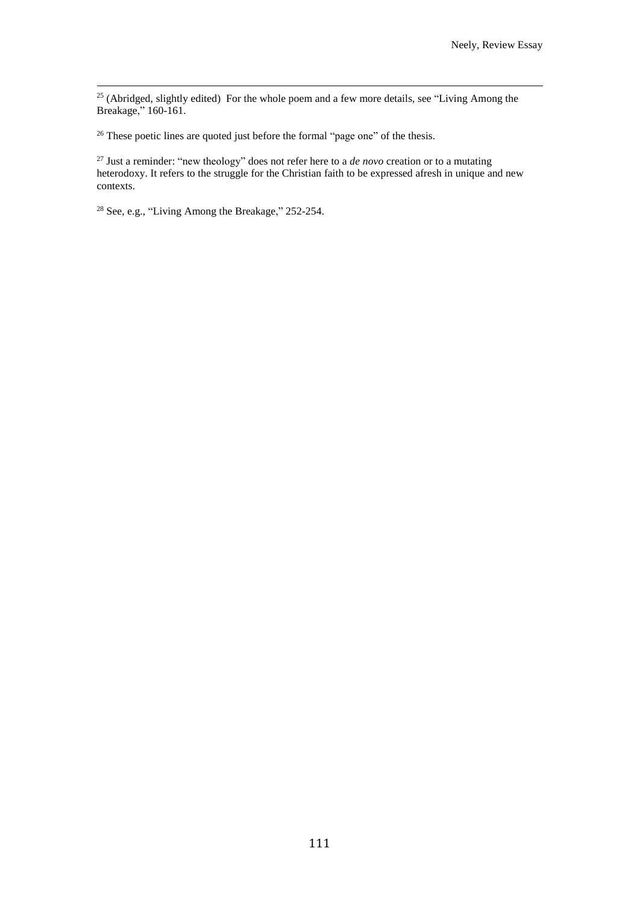[25] (Abridged, slightly edited) For the whole poem and a few more details, see "Living Among the Breakage," 160-161.

[26] These poetic lines are quoted just before the formal "page one" of the thesis.

[27] Just a reminder: "new theology" does not refer here to a *de novo* creation or to a mutating heterodoxy. It refers to the struggle for the Christian faith to be expressed afresh in unique and new contexts.

[28] See, e.g., "Living Among the Breakage," 252-254.